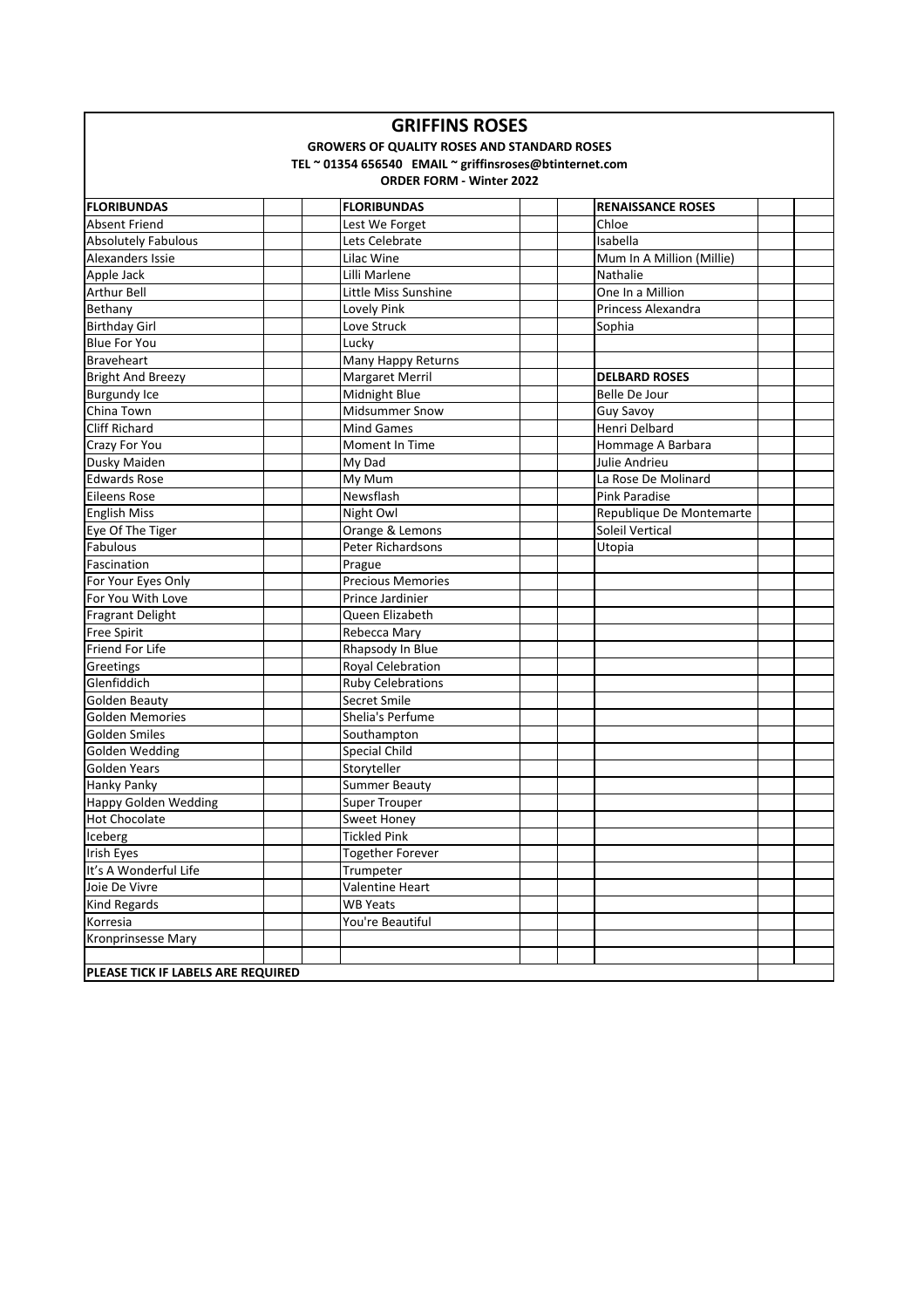# GRIFFINS ROSES

**GROWERS OF QUALITY ROSES AND STANDARD ROSES**

**TEL ~ 01354 656540 EMAIL ~ griffinsroses@btinternet.com**

**ORDER FORM - Winter 2022**

| FLORIBUNDAS | | | FLORIBUNDAS | | | RENAISSANCE ROSES | | |
|---|---|---|---|---|---|---|---|---|
| Absent Friend | | | Lest We Forget | | | Chloe | | |
| Absolutely Fabulous | | | Lets Celebrate | | | Isabella | | |
| Alexanders Issie | | | Lilac Wine | | | Mum In A Million (Millie) | | |
| Apple Jack | | | Lilli Marlene | | | Nathalie | | |
| Arthur Bell | | | Little Miss Sunshine | | | One In a Million | | |
| Bethany | | | Lovely Pink | | | Princess Alexandra | | |
| Birthday Girl | | | Love Struck | | | Sophia | | |
| Blue For You | | | Lucky | | | | | |
| Braveheart | | | Many Happy Returns | | | | | |
| Bright And Breezy | | | Margaret Merril | | | **DELBARD ROSES** | | |
| Burgundy Ice | | | Midnight Blue | | | Belle De Jour | | |
| China Town | | | Midsummer Snow | | | Guy Savoy | | |
| Cliff Richard | | | Mind Games | | | Henri Delbard | | |
| Crazy For You | | | Moment In Time | | | Hommage A Barbara | | |
| Dusky Maiden | | | My Dad | | | Julie Andrieu | | |
| Edwards Rose | | | My Mum | | | La Rose De Molinard | | |
| Eileens Rose | | | Newsflash | | | Pink Paradise | | |
| English Miss | | | Night Owl | | | Republique De Montemarte | | |
| Eye Of The Tiger | | | Orange & Lemons | | | Soleil Vertical | | |
| Fabulous | | | Peter Richardsons | | | Utopia | | |
| Fascination | | | Prague | | | | | |
| For Your Eyes Only | | | Precious Memories | | | | | |
| For You With Love | | | Prince Jardinier | | | | | |
| Fragrant Delight | | | Queen Elizabeth | | | | | |
| Free Spirit | | | Rebecca Mary | | | | | |
| Friend For Life | | | Rhapsody In Blue | | | | | |
| Greetings | | | Royal Celebration | | | | | |
| Glenfiddich | | | Ruby Celebrations | | | | | |
| Golden Beauty | | | Secret Smile | | | | | |
| Golden Memories | | | Shelia's Perfume | | | | | |
| Golden Smiles | | | Southampton | | | | | |
| Golden Wedding | | | Special Child | | | | | |
| Golden Years | | | Storyteller | | | | | |
| Hanky Panky | | | Summer Beauty | | | | | |
| Happy Golden Wedding | | | Super Trouper | | | | | |
| Hot Chocolate | | | Sweet Honey | | | | | |
| Iceberg | | | Tickled Pink | | | | | |
| Irish Eyes | | | Together Forever | | | | | |
| It's A Wonderful Life | | | Trumpeter | | | | | |
| Joie De Vivre | | | Valentine Heart | | | | | |
| Kind Regards | | | WB Yeats | | | | | |
| Korresia | | | You're Beautiful | | | | | |
| Kronprinsesse Mary | | | | | | | | |
| | | | | | | | | |
| **PLEASE TICK IF LABELS ARE REQUIRED** | | | | | | | | |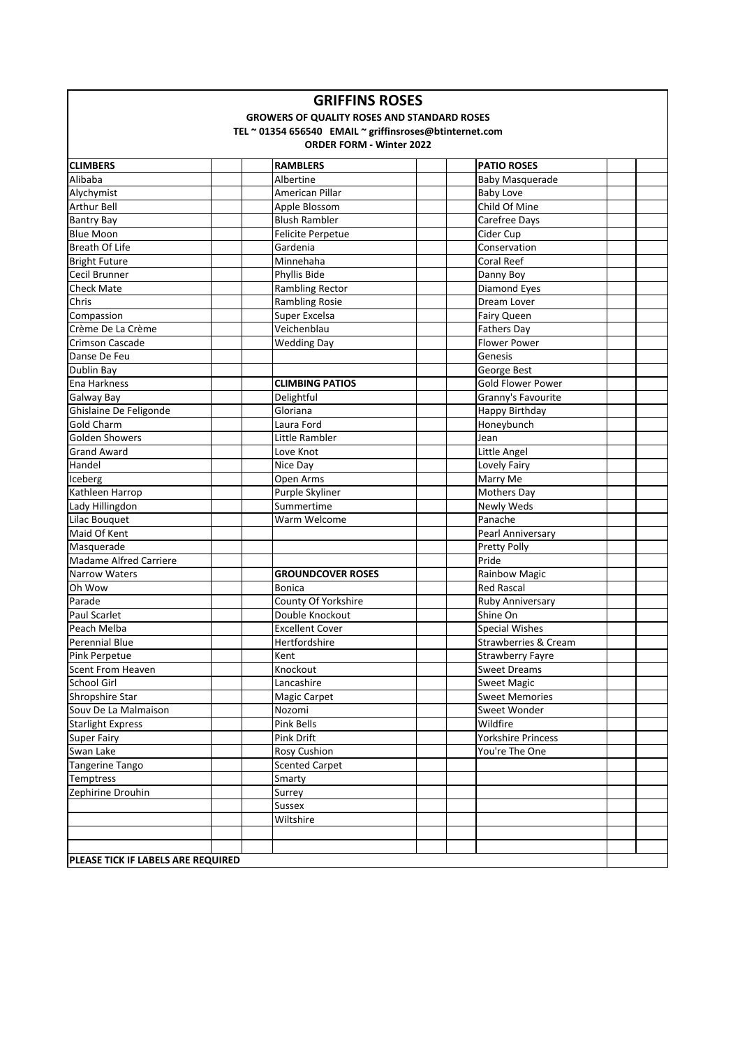# GRIFFINS ROSES

**GROWERS OF QUALITY ROSES AND STANDARD ROSES**

**TEL ~ 01354 656540 EMAIL ~ griffinsroses@btinternet.com**

**ORDER FORM - Winter 2022**

| **CLIMBERS** | | | **RAMBLERS** | | | **PATIO ROSES** | | |
|---|---|---|---|---|---|---|---|---|
| Alibaba | | | Albertine | | | Baby Masquerade | | |
| Alychymist | | | American Pillar | | | Baby Love | | |
| Arthur Bell | | | Apple Blossom | | | Child Of Mine | | |
| Bantry Bay | | | Blush Rambler | | | Carefree Days | | |
| Blue Moon | | | Felicite Perpetue | | | Cider Cup | | |
| Breath Of Life | | | Gardenia | | | Conservation | | |
| Bright Future | | | Minnehaha | | | Coral Reef | | |
| Cecil Brunner | | | Phyllis Bide | | | Danny Boy | | |
| Check Mate | | | Rambling Rector | | | Diamond Eyes | | |
| Chris | | | Rambling Rosie | | | Dream Lover | | |
| Compassion | | | Super Excelsa | | | Fairy Queen | | |
| Crème De La Crème | | | Veichenblau | | | Fathers Day | | |
| Crimson Cascade | | | Wedding Day | | | Flower Power | | |
| Danse De Feu | | | | | | Genesis | | |
| Dublin Bay | | | | | | George Best | | |
| Ena Harkness | | | **CLIMBING PATIOS** | | | Gold Flower Power | | |
| Galway Bay | | | Delightful | | | Granny's Favourite | | |
| Ghislaine De Feligonde | | | Gloriana | | | Happy Birthday | | |
| Gold Charm | | | Laura Ford | | | Honeybunch | | |
| Golden Showers | | | Little Rambler | | | Jean | | |
| Grand Award | | | Love Knot | | | Little Angel | | |
| Handel | | | Nice Day | | | Lovely Fairy | | |
| Iceberg | | | Open Arms | | | Marry Me | | |
| Kathleen Harrop | | | Purple Skyliner | | | Mothers Day | | |
| Lady Hillingdon | | | Summertime | | | Newly Weds | | |
| Lilac Bouquet | | | Warm Welcome | | | Panache | | |
| Maid Of Kent | | | | | | Pearl Anniversary | | |
| Masquerade | | | | | | Pretty Polly | | |
| Madame Alfred Carriere | | | | | | Pride | | |
| Narrow Waters | | | **GROUNDCOVER ROSES** | | | Rainbow Magic | | |
| Oh Wow | | | Bonica | | | Red Rascal | | |
| Parade | | | County Of Yorkshire | | | Ruby Anniversary | | |
| Paul Scarlet | | | Double Knockout | | | Shine On | | |
| Peach Melba | | | Excellent Cover | | | Special Wishes | | |
| Perennial Blue | | | Hertfordshire | | | Strawberries & Cream | | |
| Pink Perpetue | | | Kent | | | Strawberry Fayre | | |
| Scent From Heaven | | | Knockout | | | Sweet Dreams | | |
| School Girl | | | Lancashire | | | Sweet Magic | | |
| Shropshire Star | | | Magic Carpet | | | Sweet Memories | | |
| Souv De La Malmaison | | | Nozomi | | | Sweet Wonder | | |
| Starlight Express | | | Pink Bells | | | Wildfire | | |
| Super Fairy | | | Pink Drift | | | Yorkshire Princess | | |
| Swan Lake | | | Rosy Cushion | | | You're The One | | |
| Tangerine Tango | | | Scented Carpet | | | | | |
| Temptress | | | Smarty | | | | | |
| Zephirine Drouhin | | | Surrey | | | | | |
| | | | Sussex | | | | | |
| | | | Wiltshire | | | | | |
| | | | | | | | | |
| | | | | | | | | |
| **PLEASE TICK IF LABELS ARE REQUIRED** | | | | | | | | |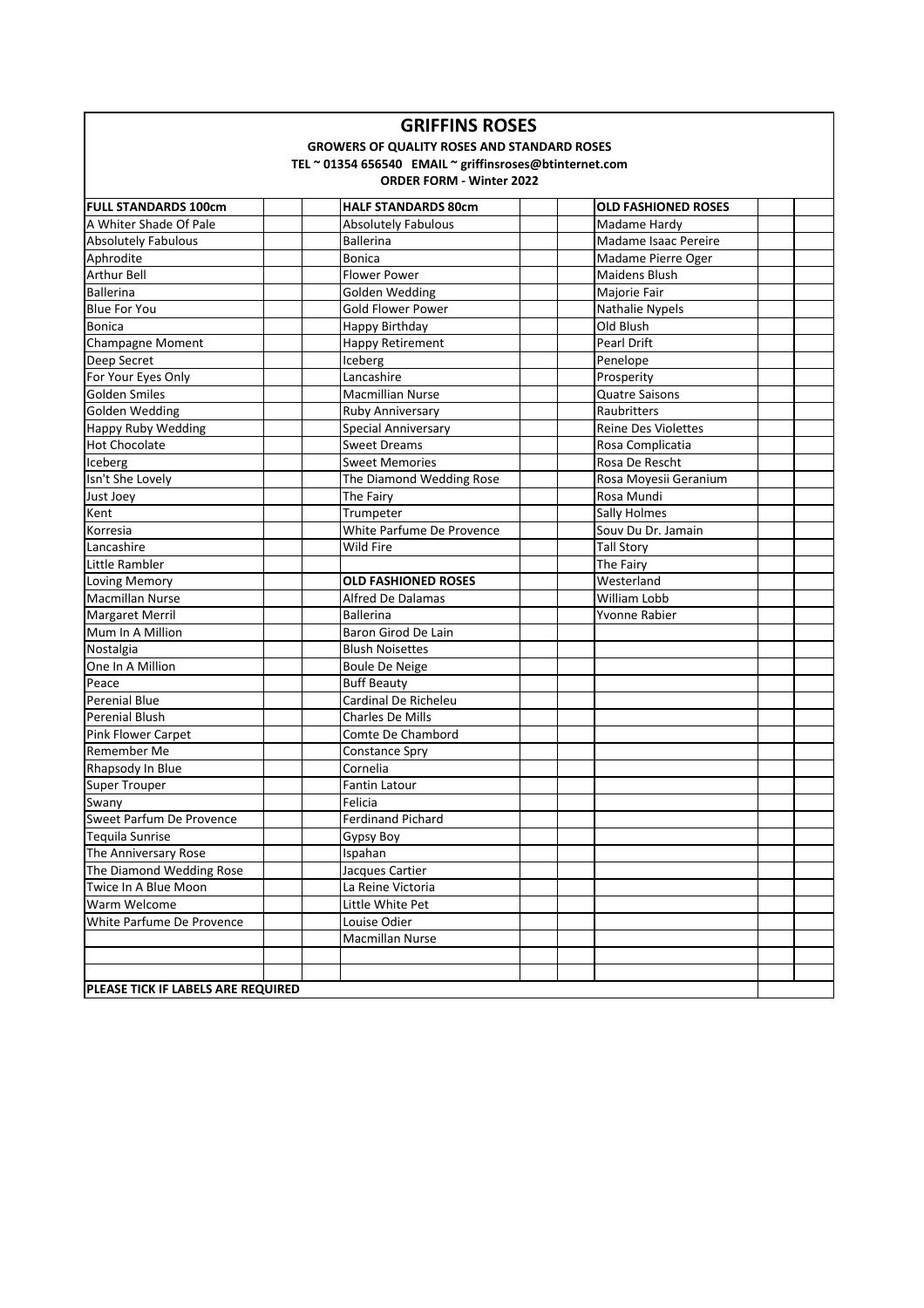# GRIFFINS ROSES

**GROWERS OF QUALITY ROSES AND STANDARD ROSES**

**TEL ~ 01354 656540 EMAIL ~ griffinsroses@btinternet.com**

**ORDER FORM - Winter 2022**

| FULL STANDARDS 100cm | | | HALF STANDARDS 80cm | | | OLD FASHIONED ROSES | | |
|---|---|---|---|---|---|---|---|---|
| A Whiter Shade Of Pale | | | Absolutely Fabulous | | | Madame Hardy | | |
| Absolutely Fabulous | | | Ballerina | | | Madame Isaac Pereire | | |
| Aphrodite | | | Bonica | | | Madame Pierre Oger | | |
| Arthur Bell | | | Flower Power | | | Maidens Blush | | |
| Ballerina | | | Golden Wedding | | | Majorie Fair | | |
| Blue For You | | | Gold Flower Power | | | Nathalie Nypels | | |
| Bonica | | | Happy Birthday | | | Old Blush | | |
| Champagne Moment | | | Happy Retirement | | | Pearl Drift | | |
| Deep Secret | | | Iceberg | | | Penelope | | |
| For Your Eyes Only | | | Lancashire | | | Prosperity | | |
| Golden Smiles | | | Macmillian Nurse | | | Quatre Saisons | | |
| Golden Wedding | | | Ruby Anniversary | | | Raubritters | | |
| Happy Ruby Wedding | | | Special Anniversary | | | Reine Des Violettes | | |
| Hot Chocolate | | | Sweet Dreams | | | Rosa Complicatia | | |
| Iceberg | | | Sweet Memories | | | Rosa De Rescht | | |
| Isn't She Lovely | | | The Diamond Wedding Rose | | | Rosa Moyesii Geranium | | |
| Just Joey | | | The Fairy | | | Rosa Mundi | | |
| Kent | | | Trumpeter | | | Sally Holmes | | |
| Korresia | | | White Parfume De Provence | | | Souv Du Dr. Jamain | | |
| Lancashire | | | Wild Fire | | | Tall Story | | |
| Little Rambler | | | | | | The Fairy | | |
| Loving Memory | | | **OLD FASHIONED ROSES** | | | Westerland | | |
| Macmillan Nurse | | | Alfred De Dalamas | | | William Lobb | | |
| Margaret Merril | | | Ballerina | | | Yvonne Rabier | | |
| Mum In A Million | | | Baron Girod De Lain | | | | | |
| Nostalgia | | | Blush Noisettes | | | | | |
| One In A Million | | | Boule De Neige | | | | | |
| Peace | | | Buff Beauty | | | | | |
| Perenial Blue | | | Cardinal De Richeleu | | | | | |
| Perenial Blush | | | Charles De Mills | | | | | |
| Pink Flower Carpet | | | Comte De Chambord | | | | | |
| Remember Me | | | Constance Spry | | | | | |
| Rhapsody In Blue | | | Cornelia | | | | | |
| Super Trouper | | | Fantin Latour | | | | | |
| Swany | | | Felicia | | | | | |
| Sweet Parfum De Provence | | | Ferdinand Pichard | | | | | |
| Tequila Sunrise | | | Gypsy Boy | | | | | |
| The Anniversary Rose | | | Ispahan | | | | | |
| The Diamond Wedding Rose | | | Jacques Cartier | | | | | |
| Twice In A Blue Moon | | | La Reine Victoria | | | | | |
| Warm Welcome | | | Little White Pet | | | | | |
| White Parfume De Provence | | | Louise Odier | | | | | |
| | | | Macmillan Nurse | | | | | |
| | | | | | | | | |
| | | | | | | | | |
| **PLEASE TICK IF LABELS ARE REQUIRED** | | | | | | | | |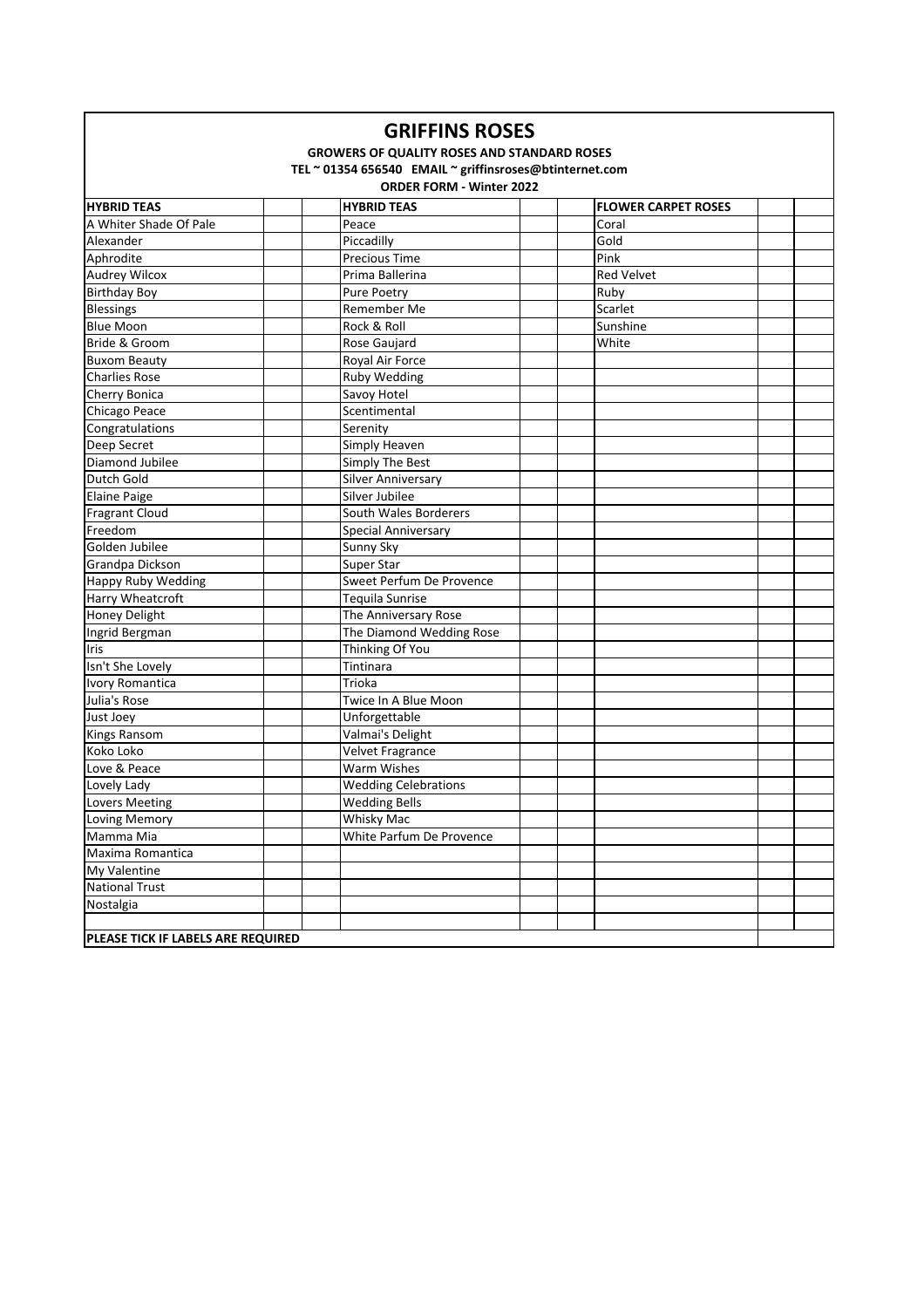# GRIFFINS ROSES

**GROWERS OF QUALITY ROSES AND STANDARD ROSES**

**TEL ~ 01354 656540 EMAIL ~ griffinsroses@btinternet.com**

**ORDER FORM - Winter 2022**

| HYBRID TEAS | | | HYBRID TEAS | | | FLOWER CARPET ROSES | | |
|---|---|---|---|---|---|---|---|---|
| A Whiter Shade Of Pale | | | Peace | | | Coral | | |
| Alexander | | | Piccadilly | | | Gold | | |
| Aphrodite | | | Precious Time | | | Pink | | |
| Audrey Wilcox | | | Prima Ballerina | | | Red Velvet | | |
| Birthday Boy | | | Pure Poetry | | | Ruby | | |
| Blessings | | | Remember Me | | | Scarlet | | |
| Blue Moon | | | Rock & Roll | | | Sunshine | | |
| Bride & Groom | | | Rose Gaujard | | | White | | |
| Buxom Beauty | | | Royal Air Force | | | | | |
| Charlies Rose | | | Ruby Wedding | | | | | |
| Cherry Bonica | | | Savoy Hotel | | | | | |
| Chicago Peace | | | Scentimental | | | | | |
| Congratulations | | | Serenity | | | | | |
| Deep Secret | | | Simply Heaven | | | | | |
| Diamond Jubilee | | | Simply The Best | | | | | |
| Dutch Gold | | | Silver Anniversary | | | | | |
| Elaine Paige | | | Silver Jubilee | | | | | |
| Fragrant Cloud | | | South Wales Borderers | | | | | |
| Freedom | | | Special Anniversary | | | | | |
| Golden Jubilee | | | Sunny Sky | | | | | |
| Grandpa Dickson | | | Super Star | | | | | |
| Happy Ruby Wedding | | | Sweet Perfum De Provence | | | | | |
| Harry Wheatcroft | | | Tequila Sunrise | | | | | |
| Honey Delight | | | The Anniversary Rose | | | | | |
| Ingrid Bergman | | | The Diamond Wedding Rose | | | | | |
| Iris | | | Thinking Of You | | | | | |
| Isn't She Lovely | | | Tintinara | | | | | |
| Ivory Romantica | | | Trioka | | | | | |
| Julia's Rose | | | Twice In A Blue Moon | | | | | |
| Just Joey | | | Unforgettable | | | | | |
| Kings Ransom | | | Valmai's Delight | | | | | |
| Koko Loko | | | Velvet Fragrance | | | | | |
| Love & Peace | | | Warm Wishes | | | | | |
| Lovely Lady | | | Wedding Celebrations | | | | | |
| Lovers Meeting | | | Wedding Bells | | | | | |
| Loving Memory | | | Whisky Mac | | | | | |
| Mamma Mia | | | White Parfum De Provence | | | | | |
| Maxima Romantica | | | | | | | | |
| My Valentine | | | | | | | | |
| National Trust | | | | | | | | |
| Nostalgia | | | | | | | | |
| | | | | | | | | |
| **PLEASE TICK IF LABELS ARE REQUIRED** | | | | | | | | |